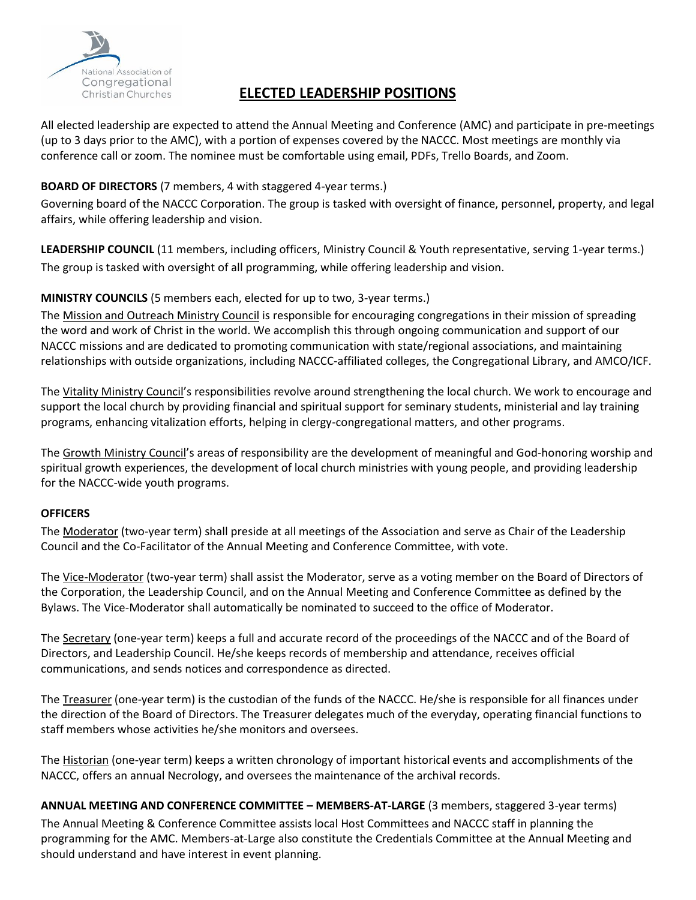National Association of Congregational Christian Churches

# ELECTED LEADERSHIP POSITIONS

All elected leadership are expected to attend the Annual Meeting and Conference (AMC) and participate in pre-meetings (up to 3 days prior to the AMC), with a portion of expenses covered by the NACCC. Most meetings are monthly via conference call or zoom. The nominee must be comfortable using email, PDFs, Trello Boards, and Zoom.

**BOARD OF DIRECTORS** (7 members, 4 with staggered 4-year terms.)

Governing board of the NACCC Corporation. The group is tasked with oversight of finance, personnel, property, and legal affairs, while offering leadership and vision.

**LEADERSHIP COUNCIL** (11 members, including officers, Ministry Council & Youth representative, serving 1-year terms.)

The group is tasked with oversight of all programming, while offering leadership and vision.

**MINISTRY COUNCILS** (5 members each, elected for up to two, 3-year terms.)

The Mission and Outreach Ministry Council is responsible for encouraging congregations in their mission of spreading the word and work of Christ in the world. We accomplish this through ongoing communication and support of our NACCC missions and are dedicated to promoting communication with state/regional associations, and maintaining relationships with outside organizations, including NACCC-affiliated colleges, the Congregational Library, and AMCO/ICF.

The Vitality Ministry Council's responsibilities revolve around strengthening the local church. We work to encourage and support the local church by providing financial and spiritual support for seminary students, ministerial and lay training programs, enhancing vitalization efforts, helping in clergy-congregational matters, and other programs.

The Growth Ministry Council's areas of responsibility are the development of meaningful and God-honoring worship and spiritual growth experiences, the development of local church ministries with young people, and providing leadership for the NACCC-wide youth programs.

**OFFICERS**

The Moderator (two-year term) shall preside at all meetings of the Association and serve as Chair of the Leadership Council and the Co-Facilitator of the Annual Meeting and Conference Committee, with vote.

The Vice-Moderator (two-year term) shall assist the Moderator, serve as a voting member on the Board of Directors of the Corporation, the Leadership Council, and on the Annual Meeting and Conference Committee as defined by the Bylaws. The Vice-Moderator shall automatically be nominated to succeed to the office of Moderator.

The Secretary (one-year term) keeps a full and accurate record of the proceedings of the NACCC and of the Board of Directors, and Leadership Council. He/she keeps records of membership and attendance, receives official communications, and sends notices and correspondence as directed.

The Treasurer (one-year term) is the custodian of the funds of the NACCC. He/she is responsible for all finances under the direction of the Board of Directors. The Treasurer delegates much of the everyday, operating financial functions to staff members whose activities he/she monitors and oversees.

The Historian (one-year term) keeps a written chronology of important historical events and accomplishments of the NACCC, offers an annual Necrology, and oversees the maintenance of the archival records.

**ANNUAL MEETING AND CONFERENCE COMMITTEE – MEMBERS-AT-LARGE** (3 members, staggered 3-year terms)

The Annual Meeting & Conference Committee assists local Host Committees and NACCC staff in planning the programming for the AMC. Members-at-Large also constitute the Credentials Committee at the Annual Meeting and should understand and have interest in event planning.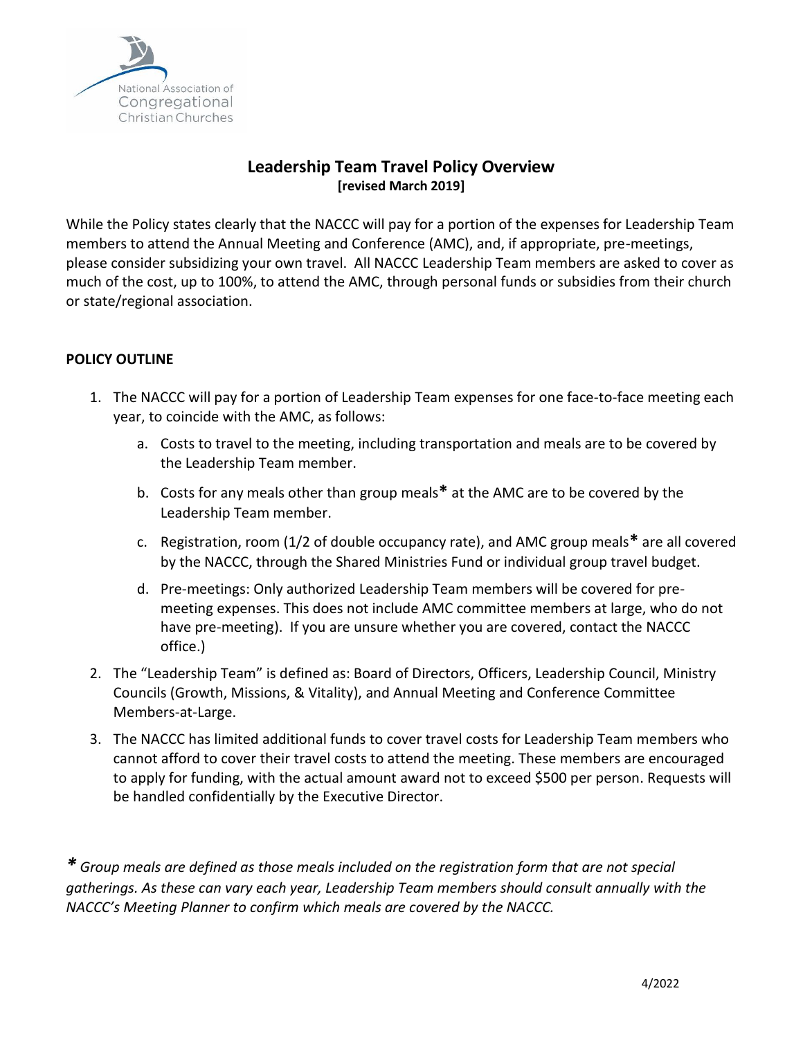National Association of Congregational Christian Churches

# Leadership Team Travel Policy Overview

**[revised March 2019]**

While the Policy states clearly that the NACCC will pay for a portion of the expenses for Leadership Team members to attend the Annual Meeting and Conference (AMC), and, if appropriate, pre-meetings, please consider subsidizing your own travel. All NACCC Leadership Team members are asked to cover as much of the cost, up to 100%, to attend the AMC, through personal funds or subsidies from their church or state/regional association.

**POLICY OUTLINE**

1. The NACCC will pay for a portion of Leadership Team expenses for one face-to-face meeting each year, to coincide with the AMC, as follows:
   a. Costs to travel to the meeting, including transportation and meals are to be covered by the Leadership Team member.
   b. Costs for any meals other than group meals* at the AMC are to be covered by the Leadership Team member.
   c. Registration, room (1/2 of double occupancy rate), and AMC group meals* are all covered by the NACCC, through the Shared Ministries Fund or individual group travel budget.
   d. Pre-meetings: Only authorized Leadership Team members will be covered for pre-meeting expenses. This does not include AMC committee members at large, who do not have pre-meeting). If you are unsure whether you are covered, contact the NACCC office.)
2. The "Leadership Team" is defined as: Board of Directors, Officers, Leadership Council, Ministry Councils (Growth, Missions, & Vitality), and Annual Meeting and Conference Committee Members-at-Large.
3. The NACCC has limited additional funds to cover travel costs for Leadership Team members who cannot afford to cover their travel costs to attend the meeting. These members are encouraged to apply for funding, with the actual amount award not to exceed $500 per person. Requests will be handled confidentially by the Executive Director.

*\* Group meals are defined as those meals included on the registration form that are not special gatherings. As these can vary each year, Leadership Team members should consult annually with the NACCC's Meeting Planner to confirm which meals are covered by the NACCC.*

4/2022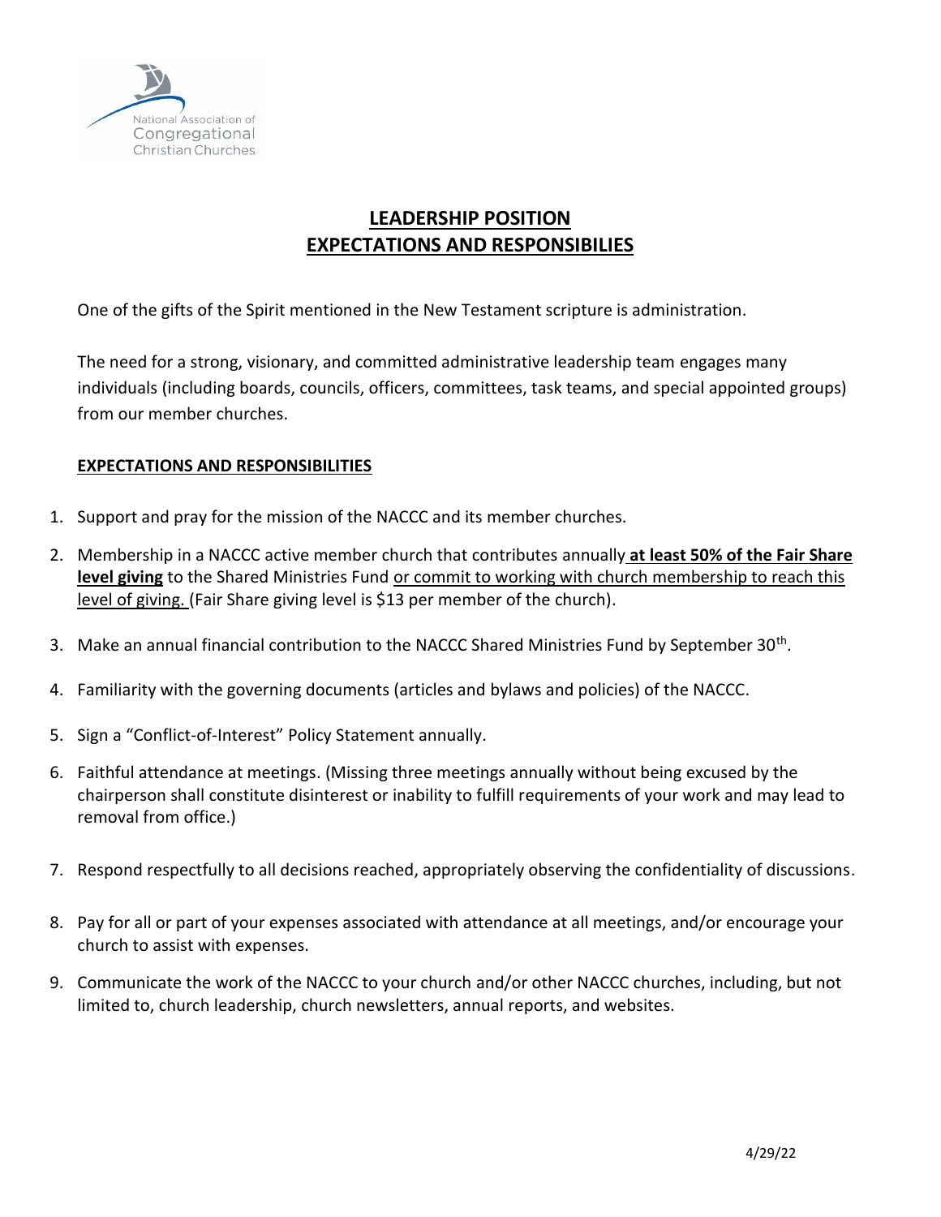# LEADERSHIP POSITION
# EXPECTATIONS AND RESPONSIBILIES

One of the gifts of the Spirit mentioned in the New Testament scripture is administration.

The need for a strong, visionary, and committed administrative leadership team engages many individuals (including boards, councils, officers, committees, task teams, and special appointed groups) from our member churches.

## EXPECTATIONS AND RESPONSIBILITIES

1. Support and pray for the mission of the NACCC and its member churches.
2. Membership in a NACCC active member church that contributes annually **at least 50% of the Fair Share level giving** to the Shared Ministries Fund or commit to working with church membership to reach this level of giving. (Fair Share giving level is $13 per member of the church).
3. Make an annual financial contribution to the NACCC Shared Ministries Fund by September 30th.
4. Familiarity with the governing documents (articles and bylaws and policies) of the NACCC.
5. Sign a "Conflict-of-Interest" Policy Statement annually.
6. Faithful attendance at meetings. (Missing three meetings annually without being excused by the chairperson shall constitute disinterest or inability to fulfill requirements of your work and may lead to removal from office.)
7. Respond respectfully to all decisions reached, appropriately observing the confidentiality of discussions.
8. Pay for all or part of your expenses associated with attendance at all meetings, and/or encourage your church to assist with expenses.
9. Communicate the work of the NACCC to your church and/or other NACCC churches, including, but not limited to, church leadership, church newsletters, annual reports, and websites.

4/29/22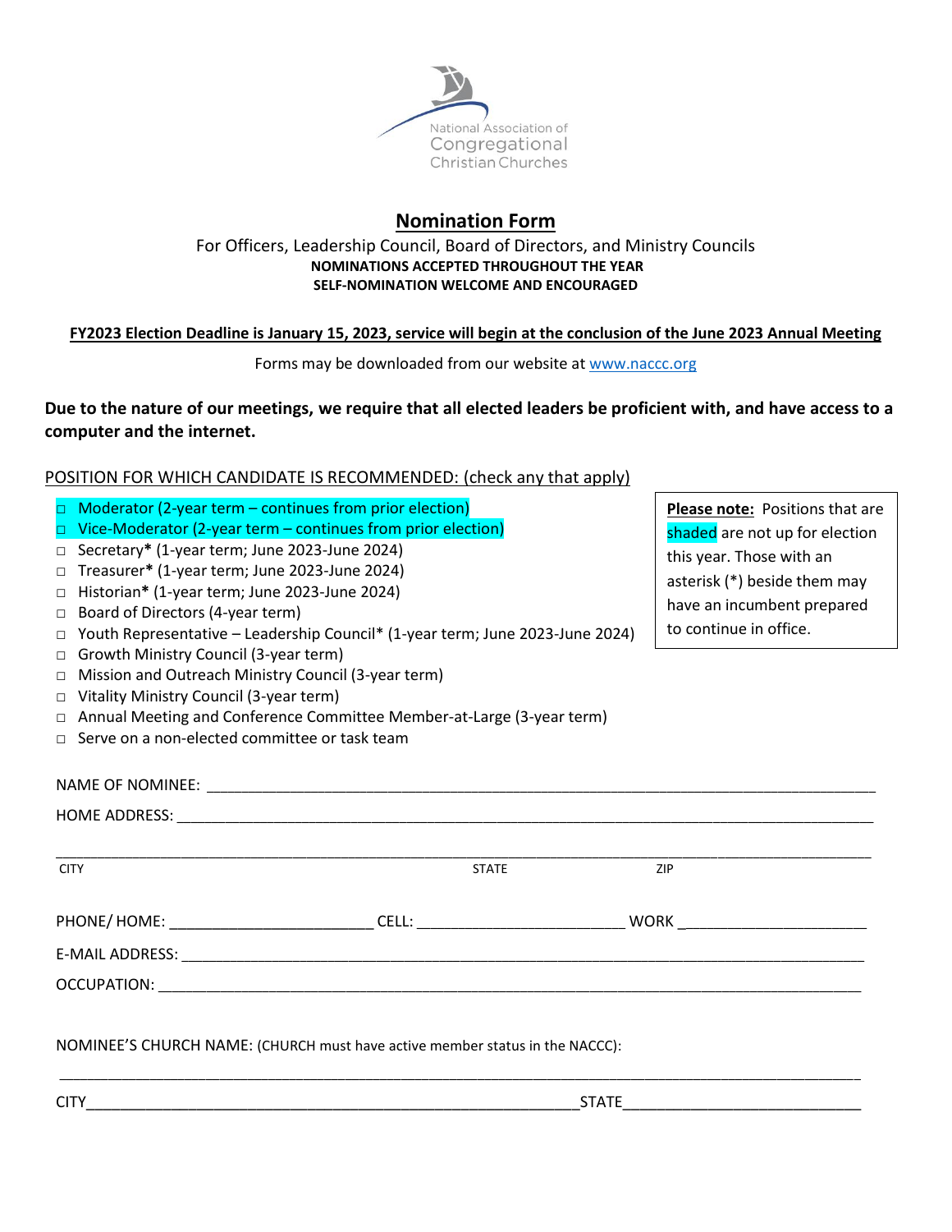National Association of Congregational Christian Churches

# Nomination Form

For Officers, Leadership Council, Board of Directors, and Ministry Councils

**NOMINATIONS ACCEPTED THROUGHOUT THE YEAR**

**SELF-NOMINATION WELCOME AND ENCOURAGED**

**FY2023 Election Deadline is January 15, 2023, service will begin at the conclusion of the June 2023 Annual Meeting**

Forms may be downloaded from our website at [www.naccc.org](http://www.naccc.org)

**Due to the nature of our meetings, we require that all elected leaders be proficient with, and have access to a computer and the internet.**

POSITION FOR WHICH CANDIDATE IS RECOMMENDED: (check any that apply)

- □ Moderator (2-year term – continues from prior election)
- □ Vice-Moderator (2-year term – continues from prior election)
- □ Secretary**\*** (1-year term; June 2023-June 2024)
- □ Treasurer**\*** (1-year term; June 2023-June 2024)
- □ Historian**\*** (1-year term; June 2023-June 2024)
- □ Board of Directors (4-year term)
- □ Youth Representative – Leadership Council\* (1-year term; June 2023-June 2024)
- □ Growth Ministry Council (3-year term)
- □ Mission and Outreach Ministry Council (3-year term)
- □ Vitality Ministry Council (3-year term)
- □ Annual Meeting and Conference Committee Member-at-Large (3-year term)
- □ Serve on a non-elected committee or task team

**Please note:** Positions that are shaded are not up for election this year. Those with an asterisk (\*) beside them may have an incumbent prepared to continue in office.

NAME OF NOMINEE: ____________________________________________

HOME ADDRESS: ____________________________________________

____________________________________________

CITY STATE ZIP

PHONE/ HOME: ____________________ CELL: ____________________ WORK ____________________

E-MAIL ADDRESS: ____________________________________________

OCCUPATION: ____________________________________________

NOMINEE'S CHURCH NAME: (CHURCH must have active member status in the NACCC):

____________________________________________

CITY____________________________________ STATE____________________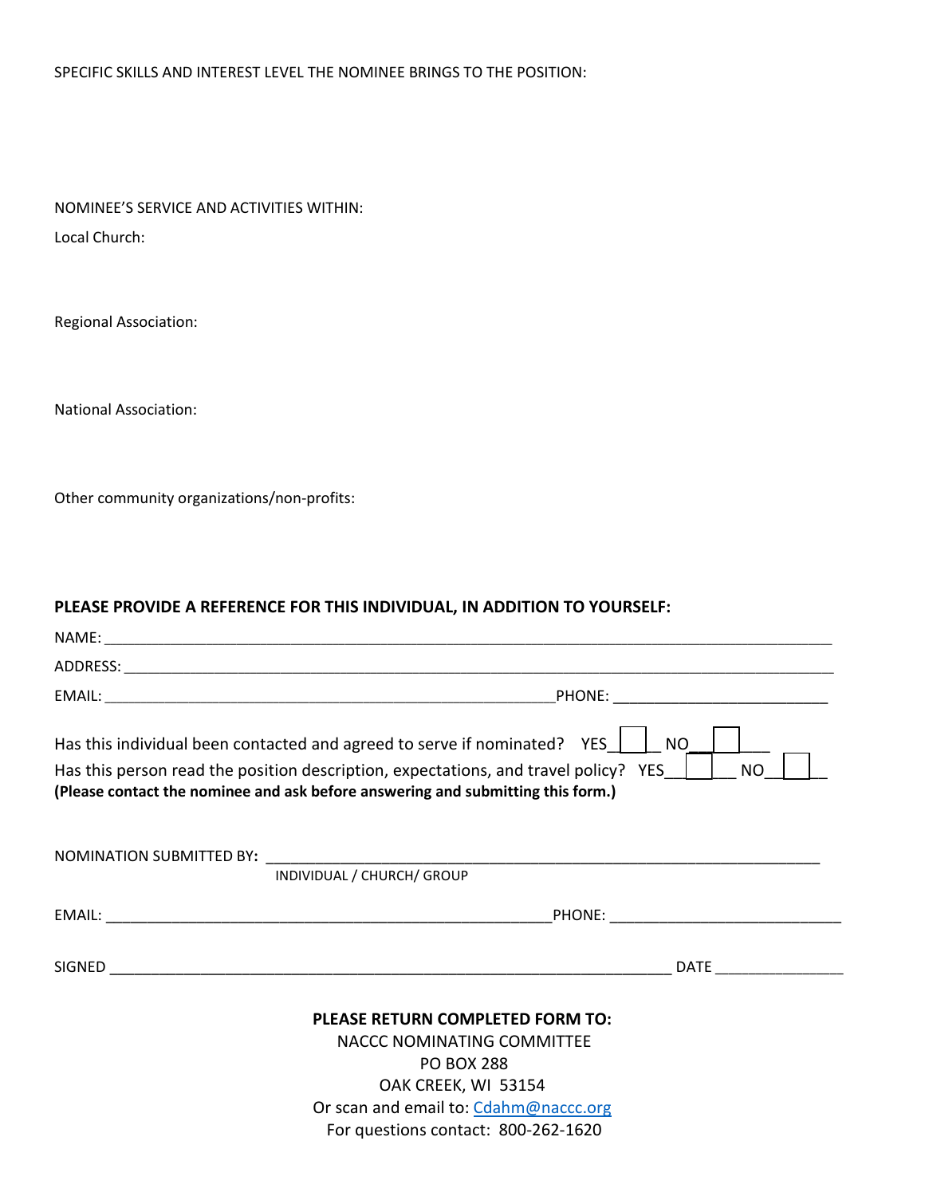SPECIFIC SKILLS AND INTEREST LEVEL THE NOMINEE BRINGS TO THE POSITION:

NOMINEE'S SERVICE AND ACTIVITIES WITHIN:

Local Church:

Regional Association:

National Association:

Other community organizations/non-profits:

**PLEASE PROVIDE A REFERENCE FOR THIS INDIVIDUAL, IN ADDITION TO YOURSELF:**

NAME: ____________________________________________________________________________________________

ADDRESS: __________________________________________________________________________________________

EMAIL: ___________________________________________________________ PHONE: ____________________________

Has this individual been contacted and agreed to serve if nominated? YES ☐ NO ☐

Has this person read the position description, expectations, and travel policy? YES ☐ NO ☐

**(Please contact the nominee and ask before answering and submitting this form.)**

NOMINATION SUBMITTED BY: ________________________________________________________________________
INDIVIDUAL / CHURCH/ GROUP

EMAIL: __________________________________________________________ PHONE: ______________________________

SIGNED ___________________________________________________________________________ DATE ________________

**PLEASE RETURN COMPLETED FORM TO:**

NACCC NOMINATING COMMITTEE
PO BOX 288
OAK CREEK, WI 53154
Or scan and email to: Cdahm@naccc.org
For questions contact: 800-262-1620